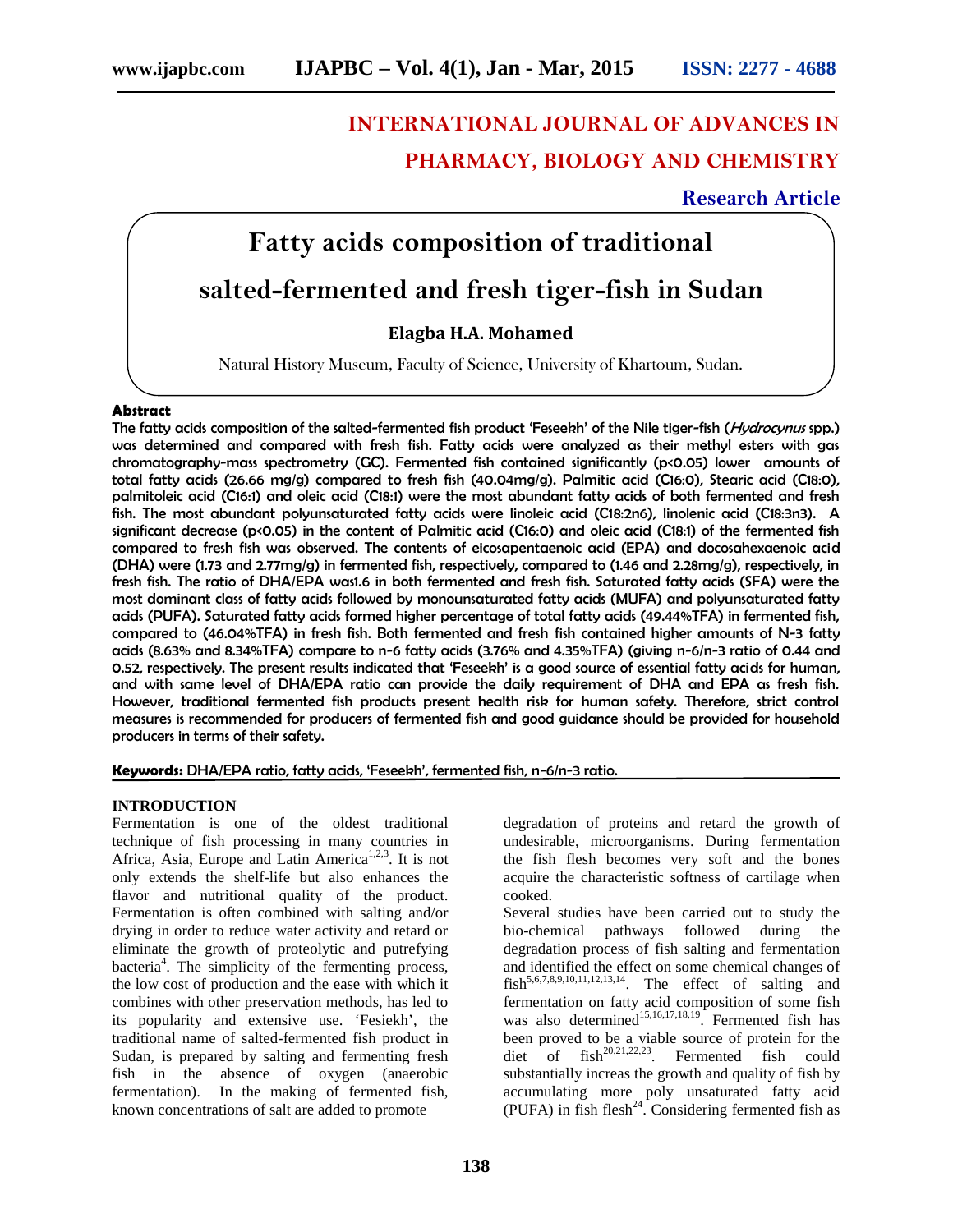INTERNATIONAL JOURNAL OF ADVANCES IN PHARMACY, BIOLOGY AND CHEMISTRY

**Research Article**

# Fatty acids composition of traditional salted-fermented and fresh tiger-fish in Sudan

**Elagba H.A. Mohamed**

Natural History Museum, Faculty of Science, University of Khartoum, Sudan.

**Abstract**

**The fatty acids composition of the salted-fermented fish product 'Feseekh' of the Nile tiger-fish (*Hydrocynus* spp.) was determined and compared with fresh fish. Fatty acids were analyzed as their methyl esters with gas chromatography-mass spectrometry (GC). Fermented fish contained significantly ($p<0.05$) lower amounts of total fatty acids (26.66 mg/g) compared to fresh fish (40.04mg/g). Palmitic acid (C16:0), Stearic acid (C18:0), palmitoleic acid (C16:1) and oleic acid (C18:1) were the most abundant fatty acids of both fermented and fresh fish. The most abundant polyunsaturated fatty acids were linoleic acid (C18:2n6), linolenic acid (C18:3n3). A significant decrease ($p<0.05$) in the content of Palmitic acid (C16:0) and oleic acid (C18:1) of the fermented fish compared to fresh fish was observed. The contents of eicosapentaenoic acid (EPA) and docosahexaenoic acid (DHA) were (1.73 and 2.77mg/g) in fermented fish, respectively, compared to (1.46 and 2.28mg/g), respectively, in fresh fish. The ratio of DHA/EPA was1.6 in both fermented and fresh fish. Saturated fatty acids (SFA) were the most dominant class of fatty acids followed by monounsaturated fatty acids (MUFA) and polyunsaturated fatty acids (PUFA). Saturated fatty acids formed higher percentage of total fatty acids (49.44%TFA) in fermented fish, compared to (46.04%TFA) in fresh fish. Both fermented and fresh fish contained higher amounts of N-3 fatty acids (8.63% and 8.34%TFA) compare to n-6 fatty acids (3.76% and 4.35%TFA) (giving n-6/n-3 ratio of 0.44 and 0.52, respectively. The present results indicated that 'Feseekh' is a good source of essential fatty acids for human, and with same level of DHA/EPA ratio can provide the daily requirement of DHA and EPA as fresh fish. However, traditional fermented fish products present health risk for human safety. Therefore, strict control measures is recommended for producers of fermented fish and good guidance should be provided for household producers in terms of their safety.**

**Keywords:** DHA/EPA ratio, fatty acids, 'Feseekh', fermented fish, n-6/n-3 ratio.

## INTRODUCTION

Fermentation is one of the oldest traditional technique of fish processing in many countries in Africa, Asia, Europe and Latin America[1,2,3]. It is not only extends the shelf-life but also enhances the flavor and nutritional quality of the product. Fermentation is often combined with salting and/or drying in order to reduce water activity and retard or eliminate the growth of proteolytic and putrefying bacteria[4]. The simplicity of the fermenting process, the low cost of production and the ease with which it combines with other preservation methods, has led to its popularity and extensive use. 'Fesiekh', the traditional name of salted-fermented fish product in Sudan, is prepared by salting and fermenting fresh fish in the absence of oxygen (anaerobic fermentation). In the making of fermented fish, known concentrations of salt are added to promote degradation of proteins and retard the growth of undesirable, microorganisms. During fermentation the fish flesh becomes very soft and the bones acquire the characteristic softness of cartilage when cooked.

Several studies have been carried out to study the bio-chemical pathways followed during the degradation process of fish salting and fermentation and identified the effect on some chemical changes of fish[5,6,7,8,9,10,11,12,13,14]. The effect of salting and fermentation on fatty acid composition of some fish was also determined[15,16,17,18,19]. Fermented fish has been proved to be a viable source of protein for the diet of fish[20,21,22,23]. Fermented fish could substantially increas the growth and quality of fish by accumulating more poly unsaturated fatty acid (PUFA) in fish flesh[24]. Considering fermented fish as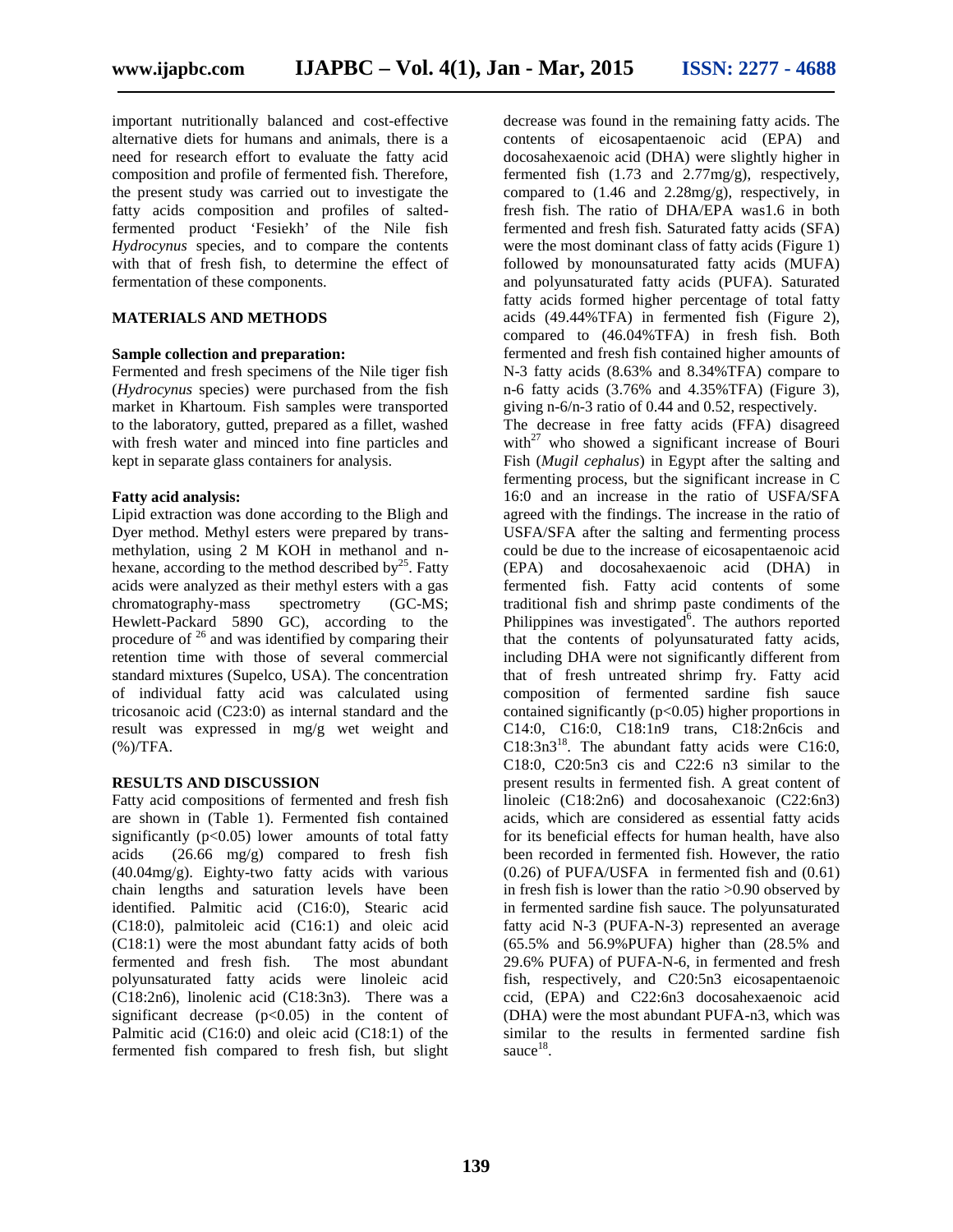important nutritionally balanced and cost-effective alternative diets for humans and animals, there is a need for research effort to evaluate the fatty acid composition and profile of fermented fish. Therefore, the present study was carried out to investigate the fatty acids composition and profiles of salted-fermented product 'Fesiekh' of the Nile fish *Hydrocynus* species, and to compare the contents with that of fresh fish, to determine the effect of fermentation of these components.

## MATERIALS AND METHODS

### Sample collection and preparation:

Fermented and fresh specimens of the Nile tiger fish (*Hydrocynus* species) were purchased from the fish market in Khartoum. Fish samples were transported to the laboratory, gutted, prepared as a fillet, washed with fresh water and minced into fine particles and kept in separate glass containers for analysis.

### Fatty acid analysis:

Lipid extraction was done according to the Bligh and Dyer method. Methyl esters were prepared by trans-methylation, using 2 M KOH in methanol and n-hexane, according to the method described by[25]. Fatty acids were analyzed as their methyl esters with a gas chromatography-mass spectrometry (GC-MS; Hewlett-Packard 5890 GC), according to the procedure of [26] and was identified by comparing their retention time with those of several commercial standard mixtures (Supelco, USA). The concentration of individual fatty acid was calculated using tricosanoic acid (C23:0) as internal standard and the result was expressed in mg/g wet weight and (%)/TFA.

## RESULTS AND DISCUSSION

Fatty acid compositions of fermented and fresh fish are shown in (Table 1). Fermented fish contained significantly ($p<0.05$) lower amounts of total fatty acids (26.66 mg/g) compared to fresh fish (40.04mg/g). Eighty-two fatty acids with various chain lengths and saturation levels have been identified. Palmitic acid (C16:0), Stearic acid (C18:0), palmitoleic acid (C16:1) and oleic acid (C18:1) were the most abundant fatty acids of both fermented and fresh fish. The most abundant polyunsaturated fatty acids were linoleic acid (C18:2n6), linolenic acid (C18:3n3). There was a significant decrease ($p<0.05$) in the content of Palmitic acid (C16:0) and oleic acid (C18:1) of the fermented fish compared to fresh fish, but slight decrease was found in the remaining fatty acids. The contents of eicosapentaenoic acid (EPA) and docosahexaenoic acid (DHA) were slightly higher in fermented fish (1.73 and 2.77mg/g), respectively, compared to (1.46 and 2.28mg/g), respectively, in fresh fish. The ratio of DHA/EPA was1.6 in both fermented and fresh fish. Saturated fatty acids (SFA) were the most dominant class of fatty acids (Figure 1) followed by monounsaturated fatty acids (MUFA) and polyunsaturated fatty acids (PUFA). Saturated fatty acids formed higher percentage of total fatty acids (49.44%TFA) in fermented fish (Figure 2), compared to (46.04%TFA) in fresh fish. Both fermented and fresh fish contained higher amounts of N-3 fatty acids (8.63% and 8.34%TFA) compare to n-6 fatty acids (3.76% and 4.35%TFA) (Figure 3), giving n-6/n-3 ratio of 0.44 and 0.52, respectively.

The decrease in free fatty acids (FFA) disagreed with[27] who showed a significant increase of Bouri Fish (*Mugil cephalus*) in Egypt after the salting and fermenting process, but the significant increase in C 16:0 and an increase in the ratio of USFA/SFA agreed with the findings. The increase in the ratio of USFA/SFA after the salting and fermenting process could be due to the increase of eicosapentaenoic acid (EPA) and docosahexaenoic acid (DHA) in fermented fish. Fatty acid contents of some traditional fish and shrimp paste condiments of the Philippines was investigated[6]. The authors reported that the contents of polyunsaturated fatty acids, including DHA were not significantly different from that of fresh untreated shrimp fry. Fatty acid composition of fermented sardine fish sauce contained significantly ($p<0.05$) higher proportions in C14:0, C16:0, C18:1n9 trans, C18:2n6cis and C18:3n3[18]. The abundant fatty acids were C16:0, C18:0, C20:5n3 cis and C22:6 n3 similar to the present results in fermented fish. A great content of linoleic (C18:2n6) and docosahexanoic (C22:6n3) acids, which are considered as essential fatty acids for its beneficial effects for human health, have also been recorded in fermented fish. However, the ratio (0.26) of PUFA/USFA in fermented fish and (0.61) in fresh fish is lower than the ratio >0.90 observed by in fermented sardine fish sauce. The polyunsaturated fatty acid N-3 (PUFA-N-3) represented an average (65.5% and 56.9%PUFA) higher than (28.5% and 29.6% PUFA) of PUFA-N-6, in fermented and fresh fish, respectively, and C20:5n3 eicosapentaenoic ccid, (EPA) and C22:6n3 docosahexaenoic acid (DHA) were the most abundant PUFA-n3, which was similar to the results in fermented sardine fish sauce[18].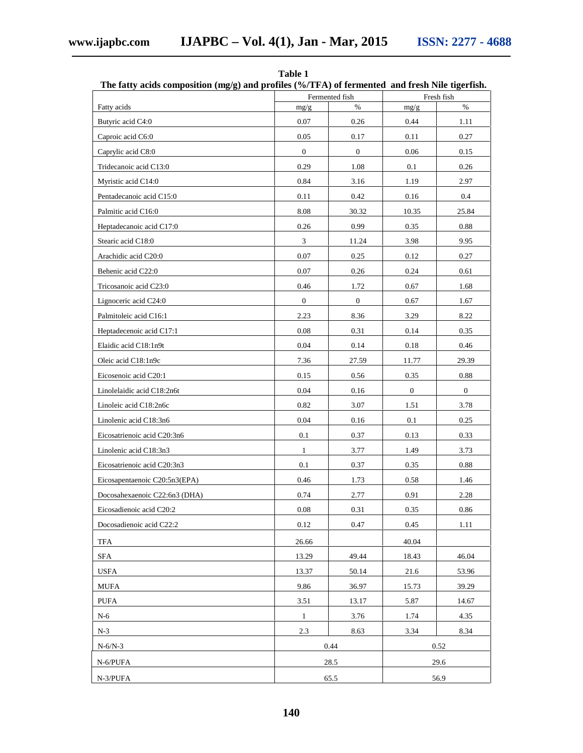**Table 1**
**The fatty acids composition (mg/g) and profiles (%/TFA) of fermented and fresh Nile tigerfish.**

| | Fermented fish | | Fresh fish | |
|---|---|---|---|---|
| Fatty acids | mg/g | % | mg/g | % |
| Butyric acid C4:0 | 0.07 | 0.26 | 0.44 | 1.11 |
| Caproic acid C6:0 | 0.05 | 0.17 | 0.11 | 0.27 |
| Caprylic acid C8:0 | 0 | 0 | 0.06 | 0.15 |
| Tridecanoic acid C13:0 | 0.29 | 1.08 | 0.1 | 0.26 |
| Myristic acid C14:0 | 0.84 | 3.16 | 1.19 | 2.97 |
| Pentadecanoic acid C15:0 | 0.11 | 0.42 | 0.16 | 0.4 |
| Palmitic acid C16:0 | 8.08 | 30.32 | 10.35 | 25.84 |
| Heptadecanoic acid C17:0 | 0.26 | 0.99 | 0.35 | 0.88 |
| Stearic acid C18:0 | 3 | 11.24 | 3.98 | 9.95 |
| Arachidic acid C20:0 | 0.07 | 0.25 | 0.12 | 0.27 |
| Behenic acid C22:0 | 0.07 | 0.26 | 0.24 | 0.61 |
| Tricosanoic acid C23:0 | 0.46 | 1.72 | 0.67 | 1.68 |
| Lignoceric acid C24:0 | 0 | 0 | 0.67 | 1.67 |
| Palmitoleic acid C16:1 | 2.23 | 8.36 | 3.29 | 8.22 |
| Heptadecenoic acid C17:1 | 0.08 | 0.31 | 0.14 | 0.35 |
| Elaidic acid C18:1n9t | 0.04 | 0.14 | 0.18 | 0.46 |
| Oleic acid C18:1n9c | 7.36 | 27.59 | 11.77 | 29.39 |
| Eicosenoic acid C20:1 | 0.15 | 0.56 | 0.35 | 0.88 |
| Linolelaidic acid C18:2n6t | 0.04 | 0.16 | 0 | 0 |
| Linoleic acid C18:2n6c | 0.82 | 3.07 | 1.51 | 3.78 |
| Linolenic acid C18:3n6 | 0.04 | 0.16 | 0.1 | 0.25 |
| Eicosatrienoic acid C20:3n6 | 0.1 | 0.37 | 0.13 | 0.33 |
| Linolenic acid C18:3n3 | 1 | 3.77 | 1.49 | 3.73 |
| Eicosatrienoic acid C20:3n3 | 0.1 | 0.37 | 0.35 | 0.88 |
| Eicosapentaenoic C20:5n3(EPA) | 0.46 | 1.73 | 0.58 | 1.46 |
| Docosahexaenoic C22:6n3 (DHA) | 0.74 | 2.77 | 0.91 | 2.28 |
| Eicosadienoic acid C20:2 | 0.08 | 0.31 | 0.35 | 0.86 |
| Docosadienoic acid C22:2 | 0.12 | 0.47 | 0.45 | 1.11 |
| TFA | 26.66 | | 40.04 | |
| SFA | 13.29 | 49.44 | 18.43 | 46.04 |
| USFA | 13.37 | 50.14 | 21.6 | 53.96 |
| MUFA | 9.86 | 36.97 | 15.73 | 39.29 |
| PUFA | 3.51 | 13.17 | 5.87 | 14.67 |
| N-6 | 1 | 3.76 | 1.74 | 4.35 |
| N-3 | 2.3 | 8.63 | 3.34 | 8.34 |
| N-6/N-3 | 0.44 | | 0.52 | |
| N-6/PUFA | 28.5 | | 29.6 | |
| N-3/PUFA | 65.5 | | 56.9 | |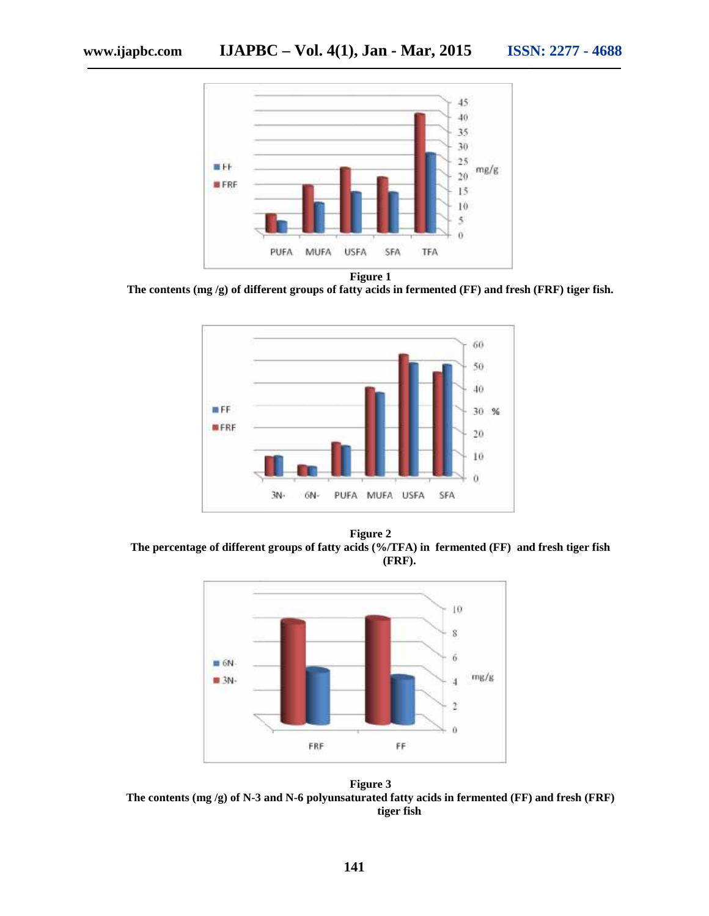**Figure 1**
**The contents (mg /g) of different groups of fatty acids in fermented (FF) and fresh (FRF) tiger fish.**

**Figure 2**
**The percentage of different groups of fatty acids (%/TFA) in fermented (FF) and fresh tiger fish (FRF).**

**Figure 3**
**The contents (mg /g) of N-3 and N-6 polyunsaturated fatty acids in fermented (FF) and fresh (FRF) tiger fish**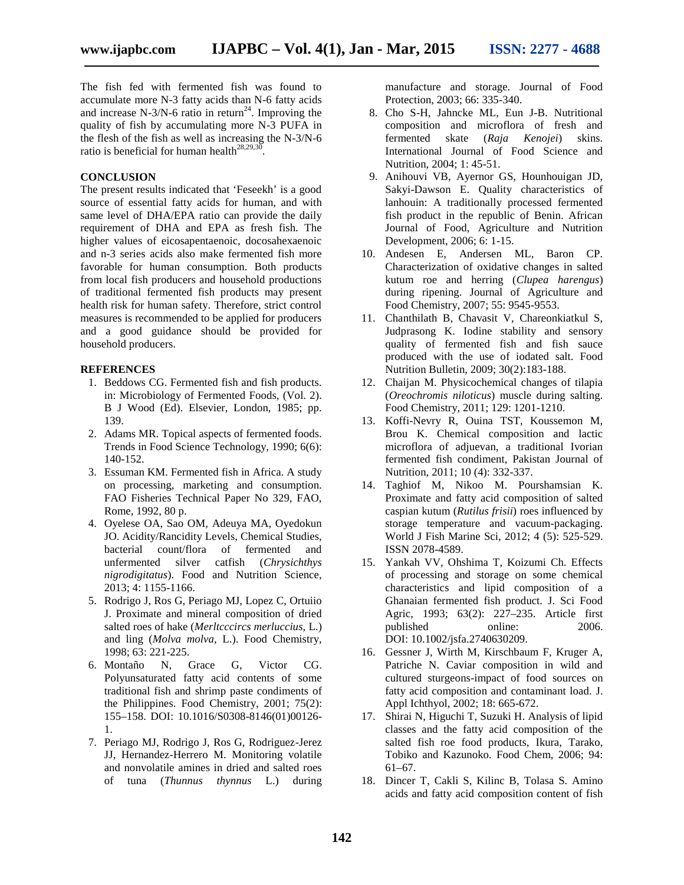The fish fed with fermented fish was found to accumulate more N-3 fatty acids than N-6 fatty acids and increase N-3/N-6 ratio in return[24]. Improving the quality of fish by accumulating more N-3 PUFA in the flesh of the fish as well as increasing the N-3/N-6 ratio is beneficial for human health[28,29,30].

## CONCLUSION

The present results indicated that 'Feseekh' is a good source of essential fatty acids for human, and with same level of DHA/EPA ratio can provide the daily requirement of DHA and EPA as fresh fish. The higher values of eicosapentaenoic, docosahexaenoic and n-3 series acids also make fermented fish more favorable for human consumption. Both products from local fish producers and household productions of traditional fermented fish products may present health risk for human safety. Therefore, strict control measures is recommended to be applied for producers and a good guidance should be provided for household producers.

## REFERENCES

1. Beddows CG. Fermented fish and fish products. in: Microbiology of Fermented Foods, (Vol. 2). B J Wood (Ed). Elsevier, London, 1985; pp. 139.
2. Adams MR. Topical aspects of fermented foods. Trends in Food Science Technology, 1990; 6(6): 140-152.
3. Essuman KM. Fermented fish in Africa. A study on processing, marketing and consumption. FAO Fisheries Technical Paper No 329, FAO, Rome, 1992, 80 p.
4. Oyelese OA, Sao OM, Adeuya MA, Oyedokun JO. Acidity/Rancidity Levels, Chemical Studies, bacterial count/flora of fermented and unfermented silver catfish (*Chrysichthys nigrodigitatus*). Food and Nutrition Science, 2013; 4: 1155-1166.
5. Rodrigo J, Ros G, Periago MJ, Lopez C, Ortuiio J. Proximate and mineral composition of dried salted roes of hake (*Merltcccircs merluccius*, L.) and ling (*Molva molva*, L.). Food Chemistry, 1998; 63: 221-225.
6. Montaño N, Grace G, Victor CG. Polyunsaturated fatty acid contents of some traditional fish and shrimp paste condiments of the Philippines. Food Chemistry, 2001; 75(2): 155–158. DOI: 10.1016/S0308-8146(01)00126-1.
7. Periago MJ, Rodrigo J, Ros G, Rodriguez-Jerez JJ, Hernandez-Herrero M. Monitoring volatile and nonvolatile amines in dried and salted roes of tuna (*Thunnus thynnus* L.) during manufacture and storage. Journal of Food Protection, 2003; 66: 335-340.
8. Cho S-H, Jahncke ML, Eun J-B. Nutritional composition and microflora of fresh and fermented skate (*Raja Kenojei*) skins. International Journal of Food Science and Nutrition, 2004; 1: 45-51.
9. Anihouvi VB, Ayernor GS, Hounhouigan JD, Sakyi-Dawson E. Quality characteristics of lanhouin: A traditionally processed fermented fish product in the republic of Benin. African Journal of Food, Agriculture and Nutrition Development, 2006; 6: 1-15.
10. Andesen E, Andersen ML, Baron CP. Characterization of oxidative changes in salted kutum roe and herring (*Clupea harengus*) during ripening. Journal of Agriculture and Food Chemistry, 2007; 55: 9545-9553.
11. Chanthilath B, Chavasit V, Chareonkiatkul S, Judprasong K. Iodine stability and sensory quality of fermented fish and fish sauce produced with the use of iodated salt. Food Nutrition Bulletin, 2009; 30(2):183-188.
12. Chaijan M. Physicochemical changes of tilapia (*Oreochromis niloticus*) muscle during salting. Food Chemistry, 2011; 129: 1201-1210.
13. Koffi-Nevry R, Ouina TST, Koussemon M, Brou K. Chemical composition and lactic microflora of adjuevan, a traditional Ivorian fermented fish condiment, Pakistan Journal of Nutrition, 2011; 10 (4): 332-337.
14. Taghiof M, Nikoo M. Pourshamsian K. Proximate and fatty acid composition of salted caspian kutum (*Rutilus frisii*) roes influenced by storage temperature and vacuum-packaging. World J Fish Marine Sci, 2012; 4 (5): 525-529. ISSN 2078-4589.
15. Yankah VV, Ohshima T, Koizumi Ch. Effects of processing and storage on some chemical characteristics and lipid composition of a Ghanaian fermented fish product. J. Sci Food Agric, 1993; 63(2): 227–235. Article first published online: 2006. DOI: 10.1002/jsfa.2740630209.
16. Gessner J, Wirth M, Kirschbaum F, Kruger A, Patriche N. Caviar composition in wild and cultured sturgeons-impact of food sources on fatty acid composition and contaminant load. J. Appl Ichthyol, 2002; 18: 665-672.
17. Shirai N, Higuchi T, Suzuki H. Analysis of lipid classes and the fatty acid composition of the salted fish roe food products, Ikura, Tarako, Tobiko and Kazunoko. Food Chem, 2006; 94: 61–67.
18. Dincer T, Cakli S, Kilinc B, Tolasa S. Amino acids and fatty acid composition content of fish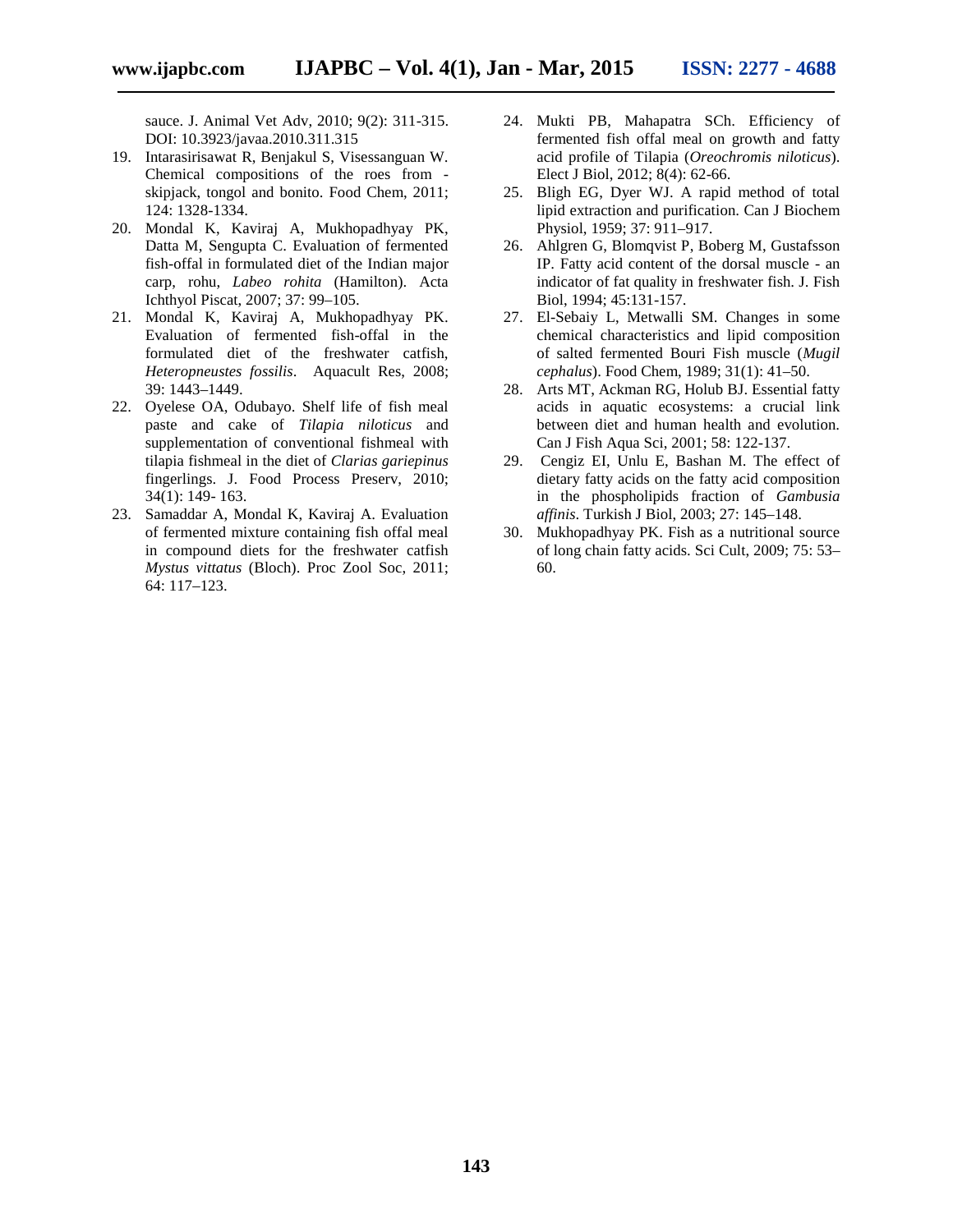sauce. J. Animal Vet Adv, 2010; 9(2): 311-315. DOI: 10.3923/javaa.2010.311.315

19. Intarasirisawat R, Benjakul S, Visessanguan W. Chemical compositions of the roes from - skipjack, tongol and bonito. Food Chem, 2011; 124: 1328-1334.
20. Mondal K, Kaviraj A, Mukhopadhyay PK, Datta M, Sengupta C. Evaluation of fermented fish-offal in formulated diet of the Indian major carp, rohu, *Labeo rohita* (Hamilton). Acta Ichthyol Piscat, 2007; 37: 99–105.
21. Mondal K, Kaviraj A, Mukhopadhyay PK. Evaluation of fermented fish-offal in the formulated diet of the freshwater catfish, *Heteropneustes fossilis*. Aquacult Res, 2008; 39: 1443–1449.
22. Oyelese OA, Odubayo. Shelf life of fish meal paste and cake of *Tilapia niloticus* and supplementation of conventional fishmeal with tilapia fishmeal in the diet of *Clarias gariepinus* fingerlings. J. Food Process Preserv, 2010; 34(1): 149- 163.
23. Samaddar A, Mondal K, Kaviraj A. Evaluation of fermented mixture containing fish offal meal in compound diets for the freshwater catfish *Mystus vittatus* (Bloch). Proc Zool Soc, 2011; 64: 117–123.
24. Mukti PB, Mahapatra SCh. Efficiency of fermented fish offal meal on growth and fatty acid profile of Tilapia (*Oreochromis niloticus*). Elect J Biol, 2012; 8(4): 62-66.
25. Bligh EG, Dyer WJ. A rapid method of total lipid extraction and purification. Can J Biochem Physiol, 1959; 37: 911–917.
26. Ahlgren G, Blomqvist P, Boberg M, Gustafsson IP. Fatty acid content of the dorsal muscle - an indicator of fat quality in freshwater fish. J. Fish Biol, 1994; 45:131-157.
27. El-Sebaiy L, Metwalli SM. Changes in some chemical characteristics and lipid composition of salted fermented Bouri Fish muscle (*Mugil cephalus*). Food Chem, 1989; 31(1): 41–50.
28. Arts MT, Ackman RG, Holub BJ. Essential fatty acids in aquatic ecosystems: a crucial link between diet and human health and evolution. Can J Fish Aqua Sci, 2001; 58: 122-137.
29. Cengiz EI, Unlu E, Bashan M. The effect of dietary fatty acids on the fatty acid composition in the phospholipids fraction of *Gambusia affinis*. Turkish J Biol, 2003; 27: 145–148.
30. Mukhopadhyay PK. Fish as a nutritional source of long chain fatty acids. Sci Cult, 2009; 75: 53–60.